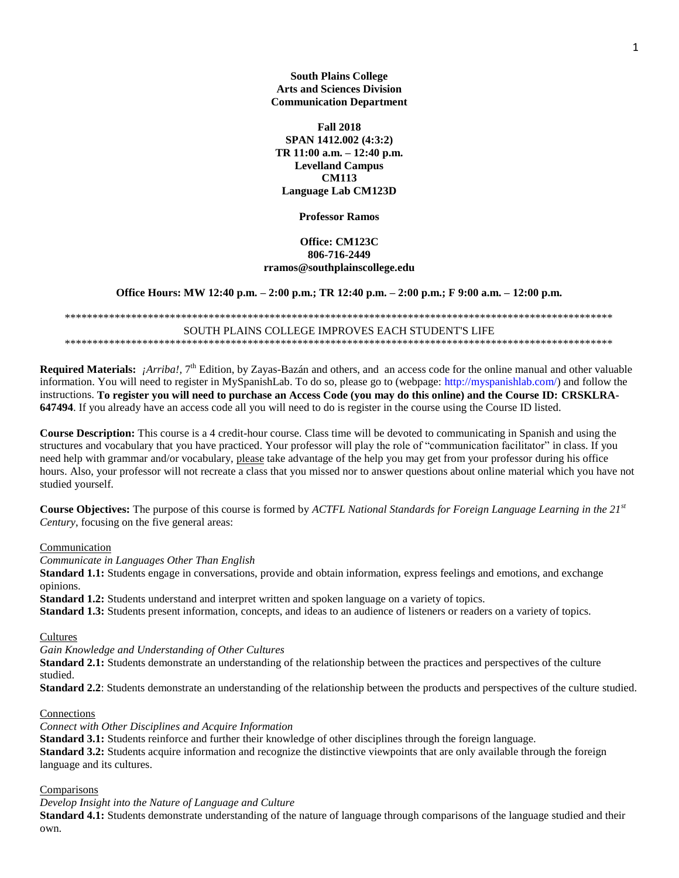**South Plains College**
**Arts and Sciences Division**
**Communication Department**

**Fall 2018**
**SPAN 1412.002 (4:3:2)**
**TR 11:00 a.m. – 12:40 p.m.**
**Levelland Campus**
**CM113**
**Language Lab CM123D**

**Professor Ramos**

**Office: CM123C**
**806-716-2449**
**rramos@southplainscollege.edu**

**Office Hours: MW 12:40 p.m. – 2:00 p.m.; TR 12:40 p.m. – 2:00 p.m.; F 9:00 a.m. – 12:00 p.m.**

*****************************************************************************************************
SOUTH PLAINS COLLEGE IMPROVES EACH STUDENT'S LIFE
*****************************************************************************************************

**Required Materials:** *¡Arriba!*, 7th Edition, by Zayas-Bazán and others, and an access code for the online manual and other valuable information. You will need to register in MySpanishLab. To do so, please go to (webpage: http://myspanishlab.com/) and follow the instructions. **To register you will need to purchase an Access Code (you may do this online) and the Course ID: CRSKLRA-647494**. If you already have an access code all you will need to do is register in the course using the Course ID listed.

**Course Description:** This course is a 4 credit-hour course. Class time will be devoted to communicating in Spanish and using the structures and vocabulary that you have practiced. Your professor will play the role of "communication facilitator" in class. If you need help with grammar and/or vocabulary, please take advantage of the help you may get from your professor during his office hours. Also, your professor will not recreate a class that you missed nor to answer questions about online material which you have not studied yourself.

**Course Objectives:** The purpose of this course is formed by *ACTFL National Standards for Foreign Language Learning in the 21st Century*, focusing on the five general areas:

Communication

*Communicate in Languages Other Than English*

**Standard 1.1:** Students engage in conversations, provide and obtain information, express feelings and emotions, and exchange opinions.

**Standard 1.2:** Students understand and interpret written and spoken language on a variety of topics.

**Standard 1.3:** Students present information, concepts, and ideas to an audience of listeners or readers on a variety of topics.

Cultures

*Gain Knowledge and Understanding of Other Cultures*

**Standard 2.1:** Students demonstrate an understanding of the relationship between the practices and perspectives of the culture studied.

**Standard 2.2**: Students demonstrate an understanding of the relationship between the products and perspectives of the culture studied.

Connections

*Connect with Other Disciplines and Acquire Information*

**Standard 3.1:** Students reinforce and further their knowledge of other disciplines through the foreign language.

**Standard 3.2:** Students acquire information and recognize the distinctive viewpoints that are only available through the foreign language and its cultures.

Comparisons

*Develop Insight into the Nature of Language and Culture*

**Standard 4.1:** Students demonstrate understanding of the nature of language through comparisons of the language studied and their own.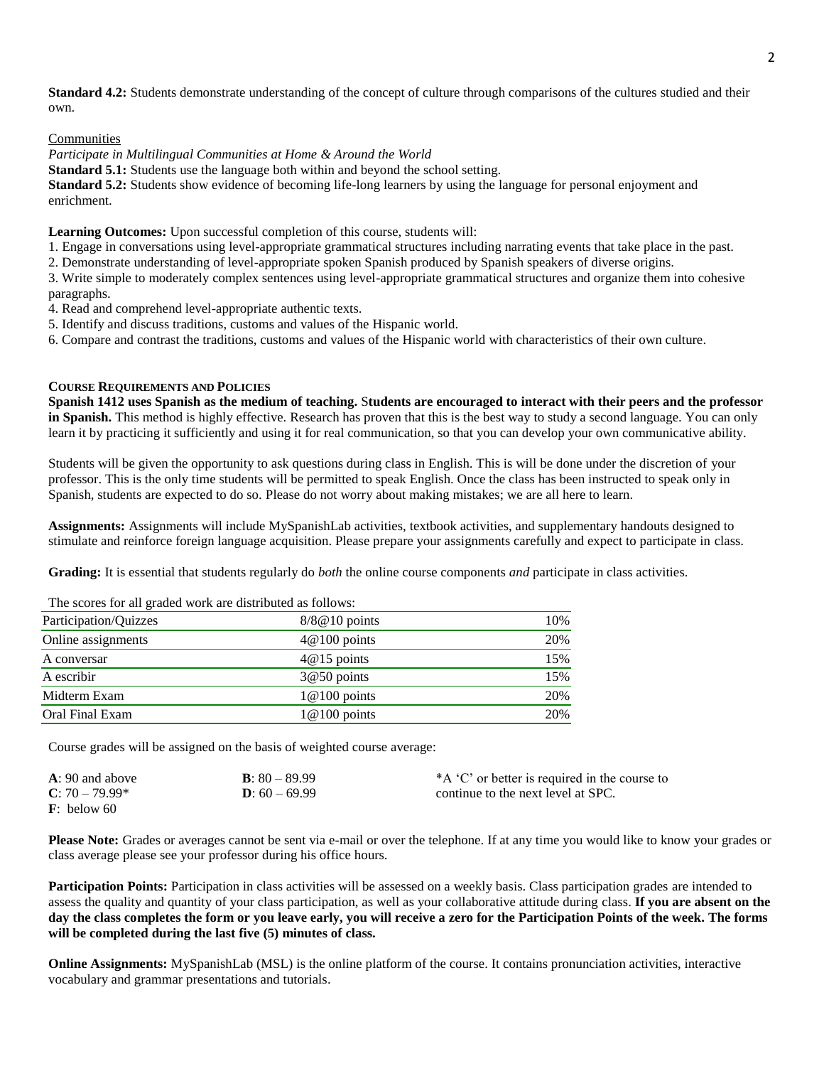**Standard 4.2:** Students demonstrate understanding of the concept of culture through comparisons of the cultures studied and their own.

Communities

*Participate in Multilingual Communities at Home & Around the World*

**Standard 5.1:** Students use the language both within and beyond the school setting.

**Standard 5.2:** Students show evidence of becoming life-long learners by using the language for personal enjoyment and enrichment.

**Learning Outcomes:** Upon successful completion of this course, students will:

1. Engage in conversations using level-appropriate grammatical structures including narrating events that take place in the past.
2. Demonstrate understanding of level-appropriate spoken Spanish produced by Spanish speakers of diverse origins.
3. Write simple to moderately complex sentences using level-appropriate grammatical structures and organize them into cohesive paragraphs.
4. Read and comprehend level-appropriate authentic texts.
5. Identify and discuss traditions, customs and values of the Hispanic world.
6. Compare and contrast the traditions, customs and values of the Hispanic world with characteristics of their own culture.

## COURSE REQUIREMENTS AND POLICIES

**Spanish 1412 uses Spanish as the medium of teaching. Students are encouraged to interact with their peers and the professor in Spanish.** This method is highly effective. Research has proven that this is the best way to study a second language. You can only learn it by practicing it sufficiently and using it for real communication, so that you can develop your own communicative ability.

Students will be given the opportunity to ask questions during class in English. This is will be done under the discretion of your professor. This is the only time students will be permitted to speak English. Once the class has been instructed to speak only in Spanish, students are expected to do so. Please do not worry about making mistakes; we are all here to learn.

**Assignments:** Assignments will include MySpanishLab activities, textbook activities, and supplementary handouts designed to stimulate and reinforce foreign language acquisition. Please prepare your assignments carefully and expect to participate in class.

**Grading:** It is essential that students regularly do *both* the online course components *and* participate in class activities.

The scores for all graded work are distributed as follows:

| Participation/Quizzes | 8/8@10 points | 10% |
|---|---|---|
| Online assignments | 4@100 points | 20% |
| A conversar | 4@15 points | 15% |
| A escribir | 3@50 points | 15% |
| Midterm Exam | 1@100 points | 20% |
| Oral Final Exam | 1@100 points | 20% |

Course grades will be assigned on the basis of weighted course average:

**A**: 90 and above
**B**: 80 – 89.99
**C**: 70 – 79.99*
**D**: 60 – 69.99
**F**: below 60

*A 'C' or better is required in the course to continue to the next level at SPC.

**Please Note:** Grades or averages cannot be sent via e-mail or over the telephone. If at any time you would like to know your grades or class average please see your professor during his office hours.

**Participation Points:** Participation in class activities will be assessed on a weekly basis. Class participation grades are intended to assess the quality and quantity of your class participation, as well as your collaborative attitude during class. **If you are absent on the day the class completes the form or you leave early, you will receive a zero for the Participation Points of the week. The forms will be completed during the last five (5) minutes of class.**

**Online Assignments:** MySpanishLab (MSL) is the online platform of the course. It contains pronunciation activities, interactive vocabulary and grammar presentations and tutorials.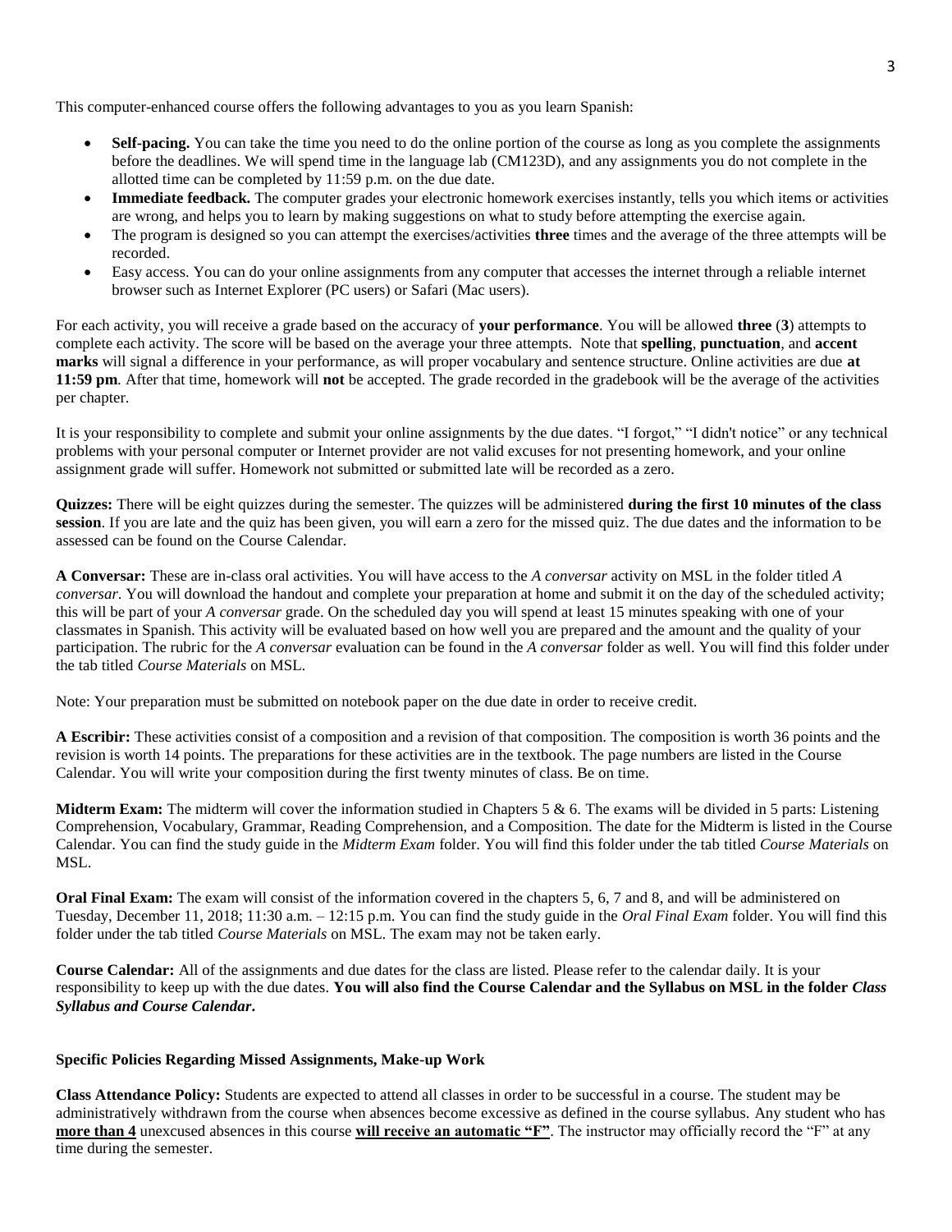This computer-enhanced course offers the following advantages to you as you learn Spanish:

- **Self-pacing.** You can take the time you need to do the online portion of the course as long as you complete the assignments before the deadlines. We will spend time in the language lab (CM123D), and any assignments you do not complete in the allotted time can be completed by 11:59 p.m. on the due date.
- **Immediate feedback.** The computer grades your electronic homework exercises instantly, tells you which items or activities are wrong, and helps you to learn by making suggestions on what to study before attempting the exercise again.
- The program is designed so you can attempt the exercises/activities **three** times and the average of the three attempts will be recorded.
- Easy access. You can do your online assignments from any computer that accesses the internet through a reliable internet browser such as Internet Explorer (PC users) or Safari (Mac users).

For each activity, you will receive a grade based on the accuracy of **your performance**. You will be allowed **three** (**3**) attempts to complete each activity. The score will be based on the average your three attempts. Note that **spelling**, **punctuation**, and **accent marks** will signal a difference in your performance, as will proper vocabulary and sentence structure. Online activities are due **at 11:59 pm**. After that time, homework will **not** be accepted. The grade recorded in the gradebook will be the average of the activities per chapter.

It is your responsibility to complete and submit your online assignments by the due dates. "I forgot," "I didn't notice" or any technical problems with your personal computer or Internet provider are not valid excuses for not presenting homework, and your online assignment grade will suffer. Homework not submitted or submitted late will be recorded as a zero.

**Quizzes:** There will be eight quizzes during the semester. The quizzes will be administered **during the first 10 minutes of the class session**. If you are late and the quiz has been given, you will earn a zero for the missed quiz. The due dates and the information to be assessed can be found on the Course Calendar.

**A Conversar:** These are in-class oral activities. You will have access to the *A conversar* activity on MSL in the folder titled *A conversar*. You will download the handout and complete your preparation at home and submit it on the day of the scheduled activity; this will be part of your *A conversar* grade. On the scheduled day you will spend at least 15 minutes speaking with one of your classmates in Spanish. This activity will be evaluated based on how well you are prepared and the amount and the quality of your participation. The rubric for the *A conversar* evaluation can be found in the *A conversar* folder as well. You will find this folder under the tab titled *Course Materials* on MSL.

Note: Your preparation must be submitted on notebook paper on the due date in order to receive credit.

**A Escribir:** These activities consist of a composition and a revision of that composition. The composition is worth 36 points and the revision is worth 14 points. The preparations for these activities are in the textbook. The page numbers are listed in the Course Calendar. You will write your composition during the first twenty minutes of class. Be on time.

**Midterm Exam:** The midterm will cover the information studied in Chapters 5 & 6. The exams will be divided in 5 parts: Listening Comprehension, Vocabulary, Grammar, Reading Comprehension, and a Composition. The date for the Midterm is listed in the Course Calendar. You can find the study guide in the *Midterm Exam* folder. You will find this folder under the tab titled *Course Materials* on MSL.

**Oral Final Exam:** The exam will consist of the information covered in the chapters 5, 6, 7 and 8, and will be administered on Tuesday, December 11, 2018; 11:30 a.m. – 12:15 p.m. You can find the study guide in the *Oral Final Exam* folder. You will find this folder under the tab titled *Course Materials* on MSL. The exam may not be taken early.

**Course Calendar:** All of the assignments and due dates for the class are listed. Please refer to the calendar daily. It is your responsibility to keep up with the due dates. **You will also find the Course Calendar and the Syllabus on MSL in the folder *Class Syllabus and Course Calendar*.**

### Specific Policies Regarding Missed Assignments, Make-up Work

**Class Attendance Policy:** Students are expected to attend all classes in order to be successful in a course. The student may be administratively withdrawn from the course when absences become excessive as defined in the course syllabus. Any student who has **more than 4** unexcused absences in this course **will receive an automatic "F"**. The instructor may officially record the "F" at any time during the semester.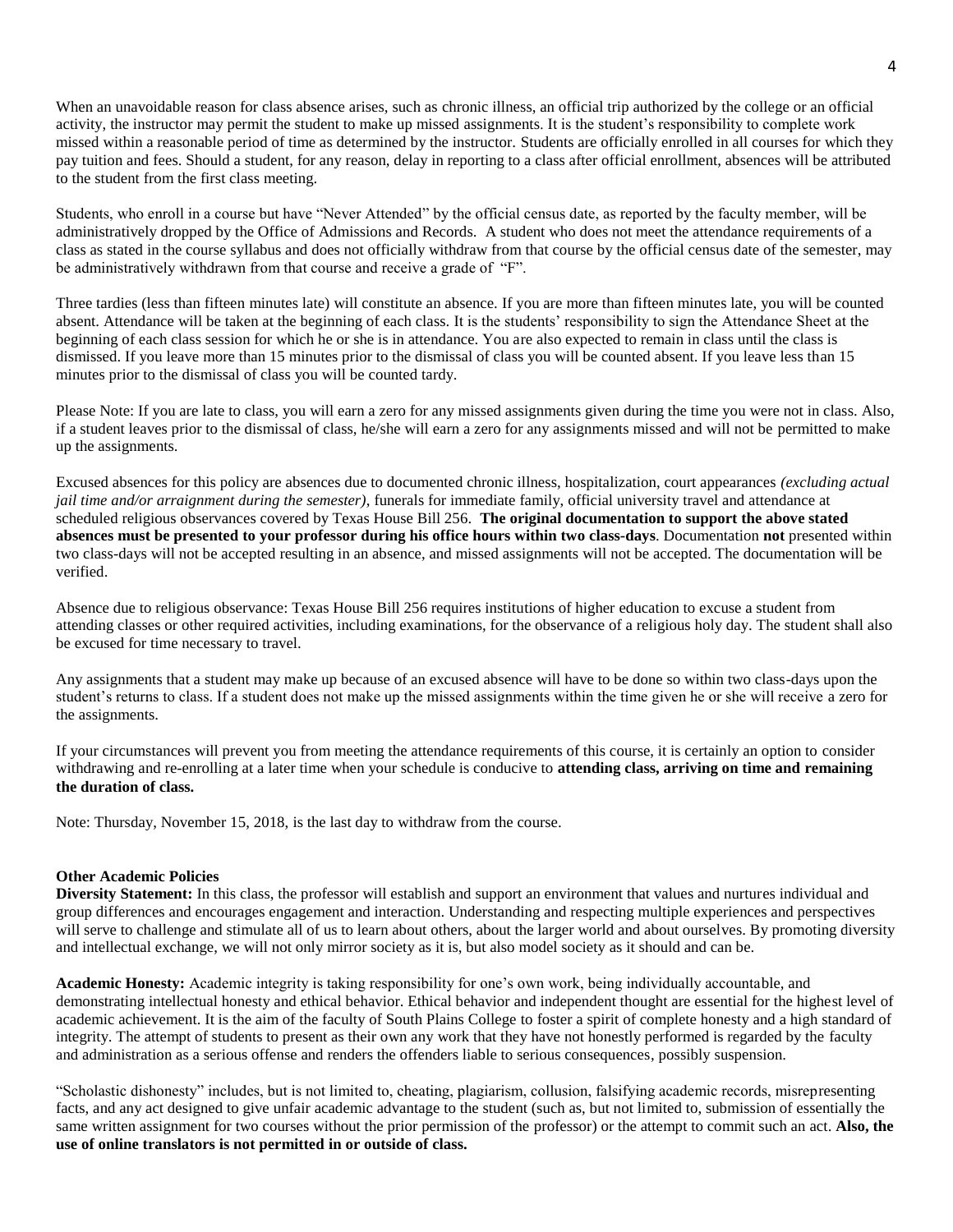When an unavoidable reason for class absence arises, such as chronic illness, an official trip authorized by the college or an official activity, the instructor may permit the student to make up missed assignments. It is the student's responsibility to complete work missed within a reasonable period of time as determined by the instructor. Students are officially enrolled in all courses for which they pay tuition and fees. Should a student, for any reason, delay in reporting to a class after official enrollment, absences will be attributed to the student from the first class meeting.

Students, who enroll in a course but have "Never Attended" by the official census date, as reported by the faculty member, will be administratively dropped by the Office of Admissions and Records. A student who does not meet the attendance requirements of a class as stated in the course syllabus and does not officially withdraw from that course by the official census date of the semester, may be administratively withdrawn from that course and receive a grade of "F".

Three tardies (less than fifteen minutes late) will constitute an absence. If you are more than fifteen minutes late, you will be counted absent. Attendance will be taken at the beginning of each class. It is the students' responsibility to sign the Attendance Sheet at the beginning of each class session for which he or she is in attendance. You are also expected to remain in class until the class is dismissed. If you leave more than 15 minutes prior to the dismissal of class you will be counted absent. If you leave less than 15 minutes prior to the dismissal of class you will be counted tardy.

Please Note: If you are late to class, you will earn a zero for any missed assignments given during the time you were not in class. Also, if a student leaves prior to the dismissal of class, he/she will earn a zero for any assignments missed and will not be permitted to make up the assignments.

Excused absences for this policy are absences due to documented chronic illness, hospitalization, court appearances *(excluding actual jail time and/or arraignment during the semester)*, funerals for immediate family, official university travel and attendance at scheduled religious observances covered by Texas House Bill 256. **The original documentation to support the above stated absences must be presented to your professor during his office hours within two class-days**. Documentation **not** presented within two class-days will not be accepted resulting in an absence, and missed assignments will not be accepted. The documentation will be verified.

Absence due to religious observance: Texas House Bill 256 requires institutions of higher education to excuse a student from attending classes or other required activities, including examinations, for the observance of a religious holy day. The student shall also be excused for time necessary to travel.

Any assignments that a student may make up because of an excused absence will have to be done so within two class-days upon the student's returns to class. If a student does not make up the missed assignments within the time given he or she will receive a zero for the assignments.

If your circumstances will prevent you from meeting the attendance requirements of this course, it is certainly an option to consider withdrawing and re-enrolling at a later time when your schedule is conducive to **attending class, arriving on time and remaining the duration of class.**

Note: Thursday, November 15, 2018, is the last day to withdraw from the course.

**Other Academic Policies**

**Diversity Statement:** In this class, the professor will establish and support an environment that values and nurtures individual and group differences and encourages engagement and interaction. Understanding and respecting multiple experiences and perspectives will serve to challenge and stimulate all of us to learn about others, about the larger world and about ourselves. By promoting diversity and intellectual exchange, we will not only mirror society as it is, but also model society as it should and can be.

**Academic Honesty:** Academic integrity is taking responsibility for one's own work, being individually accountable, and demonstrating intellectual honesty and ethical behavior. Ethical behavior and independent thought are essential for the highest level of academic achievement. It is the aim of the faculty of South Plains College to foster a spirit of complete honesty and a high standard of integrity. The attempt of students to present as their own any work that they have not honestly performed is regarded by the faculty and administration as a serious offense and renders the offenders liable to serious consequences, possibly suspension.

"Scholastic dishonesty" includes, but is not limited to, cheating, plagiarism, collusion, falsifying academic records, misrepresenting facts, and any act designed to give unfair academic advantage to the student (such as, but not limited to, submission of essentially the same written assignment for two courses without the prior permission of the professor) or the attempt to commit such an act. **Also, the use of online translators is not permitted in or outside of class.**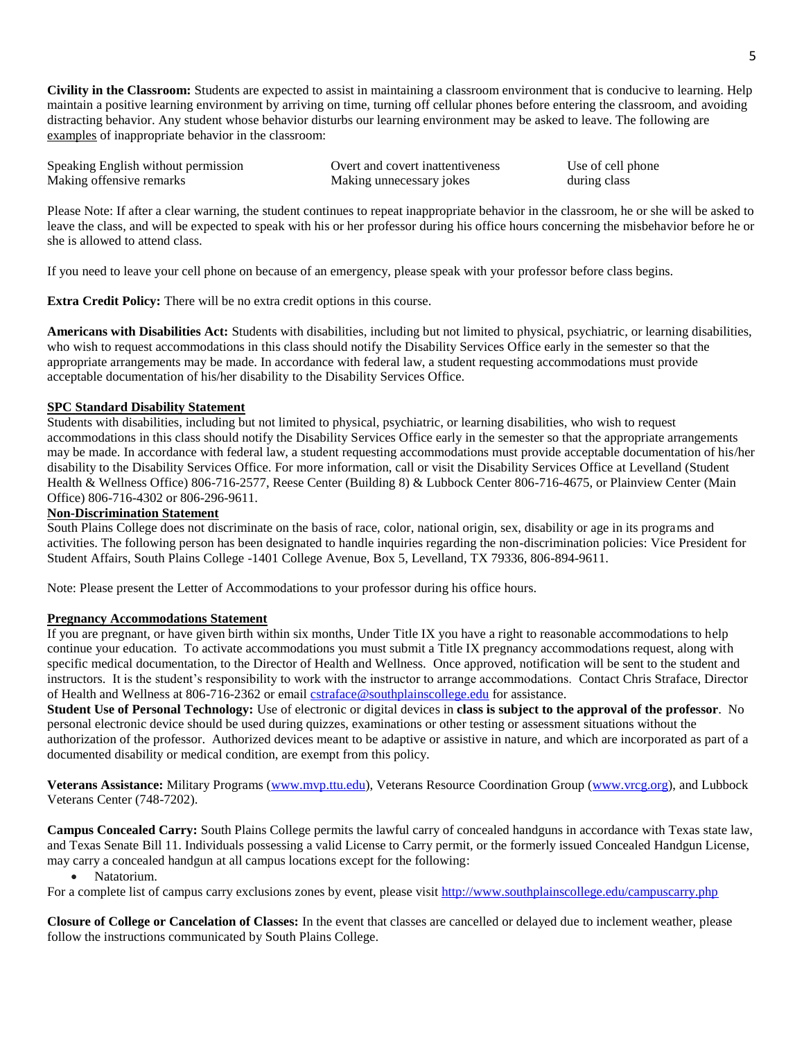**Civility in the Classroom:** Students are expected to assist in maintaining a classroom environment that is conducive to learning. Help maintain a positive learning environment by arriving on time, turning off cellular phones before entering the classroom, and avoiding distracting behavior. Any student whose behavior disturbs our learning environment may be asked to leave. The following are <u>examples</u> of inappropriate behavior in the classroom:

| | | |
|---|---|---|
| Speaking English without permission | Overt and covert inattentiveness | Use of cell phone |
| Making offensive remarks | Making unnecessary jokes | during class |

Please Note: If after a clear warning, the student continues to repeat inappropriate behavior in the classroom, he or she will be asked to leave the class, and will be expected to speak with his or her professor during his office hours concerning the misbehavior before he or she is allowed to attend class.

If you need to leave your cell phone on because of an emergency, please speak with your professor before class begins.

**Extra Credit Policy:** There will be no extra credit options in this course.

**Americans with Disabilities Act:** Students with disabilities, including but not limited to physical, psychiatric, or learning disabilities, who wish to request accommodations in this class should notify the Disability Services Office early in the semester so that the appropriate arrangements may be made. In accordance with federal law, a student requesting accommodations must provide acceptable documentation of his/her disability to the Disability Services Office.

**<u>SPC Standard Disability Statement</u>**

Students with disabilities, including but not limited to physical, psychiatric, or learning disabilities, who wish to request accommodations in this class should notify the Disability Services Office early in the semester so that the appropriate arrangements may be made. In accordance with federal law, a student requesting accommodations must provide acceptable documentation of his/her disability to the Disability Services Office. For more information, call or visit the Disability Services Office at Levelland (Student Health & Wellness Office) 806-716-2577, Reese Center (Building 8) & Lubbock Center 806-716-4675, or Plainview Center (Main Office) 806-716-4302 or 806-296-9611.

**<u>Non-Discrimination Statement</u>**

South Plains College does not discriminate on the basis of race, color, national origin, sex, disability or age in its programs and activities. The following person has been designated to handle inquiries regarding the non-discrimination policies: Vice President for Student Affairs, South Plains College -1401 College Avenue, Box 5, Levelland, TX 79336, 806-894-9611.

Note: Please present the Letter of Accommodations to your professor during his office hours.

**<u>Pregnancy Accommodations Statement</u>**

If you are pregnant, or have given birth within six months, Under Title IX you have a right to reasonable accommodations to help continue your education. To activate accommodations you must submit a Title IX pregnancy accommodations request, along with specific medical documentation, to the Director of Health and Wellness. Once approved, notification will be sent to the student and instructors. It is the student's responsibility to work with the instructor to arrange accommodations. Contact Chris Straface, Director of Health and Wellness at 806-716-2362 or email cstraface@southplainscollege.edu for assistance.

**Student Use of Personal Technology:** Use of electronic or digital devices in **class is subject to the approval of the professor**. No personal electronic device should be used during quizzes, examinations or other testing or assessment situations without the authorization of the professor. Authorized devices meant to be adaptive or assistive in nature, and which are incorporated as part of a documented disability or medical condition, are exempt from this policy.

**Veterans Assistance:** Military Programs (www.mvp.ttu.edu), Veterans Resource Coordination Group (www.vrcg.org), and Lubbock Veterans Center (748-7202).

**Campus Concealed Carry:** South Plains College permits the lawful carry of concealed handguns in accordance with Texas state law, and Texas Senate Bill 11. Individuals possessing a valid License to Carry permit, or the formerly issued Concealed Handgun License, may carry a concealed handgun at all campus locations except for the following:

- Natatorium.

For a complete list of campus carry exclusions zones by event, please visit http://www.southplainscollege.edu/campuscarry.php

**Closure of College or Cancelation of Classes:** In the event that classes are cancelled or delayed due to inclement weather, please follow the instructions communicated by South Plains College.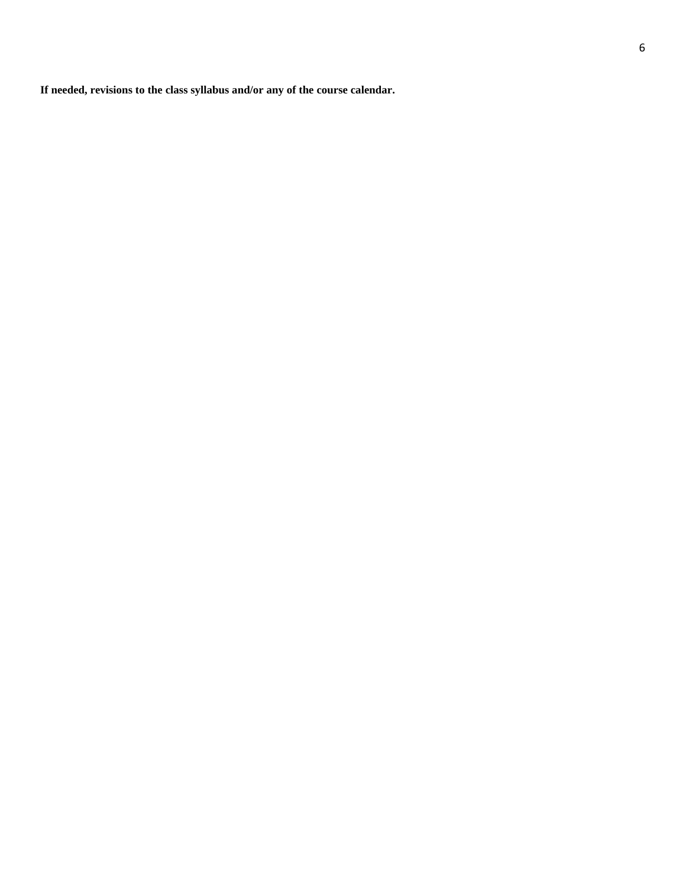**If needed, revisions to the class syllabus and/or any of the course calendar.**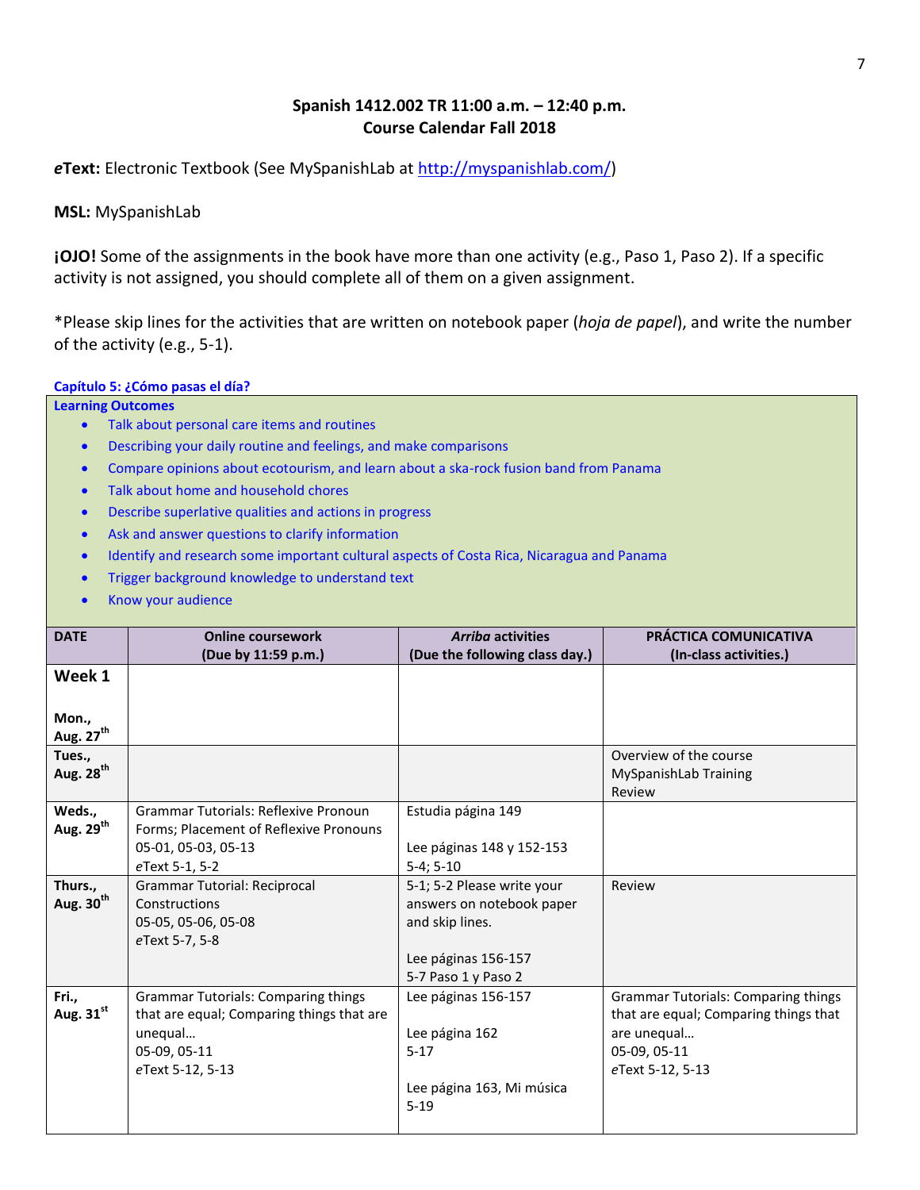**Spanish 1412.002 TR 11:00 a.m. – 12:40 p.m.**
**Course Calendar Fall 2018**

***e*Text:** Electronic Textbook (See MySpanishLab at http://myspanishlab.com/)

**MSL:** MySpanishLab

**¡OJO!** Some of the assignments in the book have more than one activity (e.g., Paso 1, Paso 2). If a specific activity is not assigned, you should complete all of them on a given assignment.

*Please skip lines for the activities that are written on notebook paper (*hoja de papel*), and write the number of the activity (e.g., 5-1).

**Capítulo 5: ¿Cómo pasas el día?**

**Learning Outcomes**

- Talk about personal care items and routines
- Describing your daily routine and feelings, and make comparisons
- Compare opinions about ecotourism, and learn about a ska-rock fusion band from Panama
- Talk about home and household chores
- Describe superlative qualities and actions in progress
- Ask and answer questions to clarify information
- Identify and research some important cultural aspects of Costa Rica, Nicaragua and Panama
- Trigger background knowledge to understand text
- Know your audience

| DATE | Online coursework (Due by 11:59 p.m.) | *Arriba* activities (Due the following class day.) | PRÁCTICA COMUNICATIVA (In-class activities.) |
|---|---|---|---|
| **Week 1**<br><br>**Mon., Aug. 27th** | | | |
| **Tues., Aug. 28th** | | | Overview of the course<br>MySpanishLab Training<br>Review |
| **Weds., Aug. 29th** | Grammar Tutorials: Reflexive Pronoun Forms; Placement of Reflexive Pronouns<br>05-01, 05-03, 05-13<br>*e*Text 5-1, 5-2 | Estudia página 149<br><br>Lee páginas 148 y 152-153<br>5-4; 5-10 | |
| **Thurs., Aug. 30th** | Grammar Tutorial: Reciprocal Constructions<br>05-05, 05-06, 05-08<br>*e*Text 5-7, 5-8 | 5-1; 5-2 Please write your answers on notebook paper and skip lines.<br><br>Lee páginas 156-157<br>5-7 Paso 1 y Paso 2 | Review |
| **Fri., Aug. 31st** | Grammar Tutorials: Comparing things that are equal; Comparing things that are unequal…<br>05-09, 05-11<br>*e*Text 5-12, 5-13 | Lee páginas 156-157<br><br>Lee página 162<br>5-17<br><br>Lee página 163, Mi música<br>5-19 | Grammar Tutorials: Comparing things that are equal; Comparing things that are unequal…<br>05-09, 05-11<br>*e*Text 5-12, 5-13 |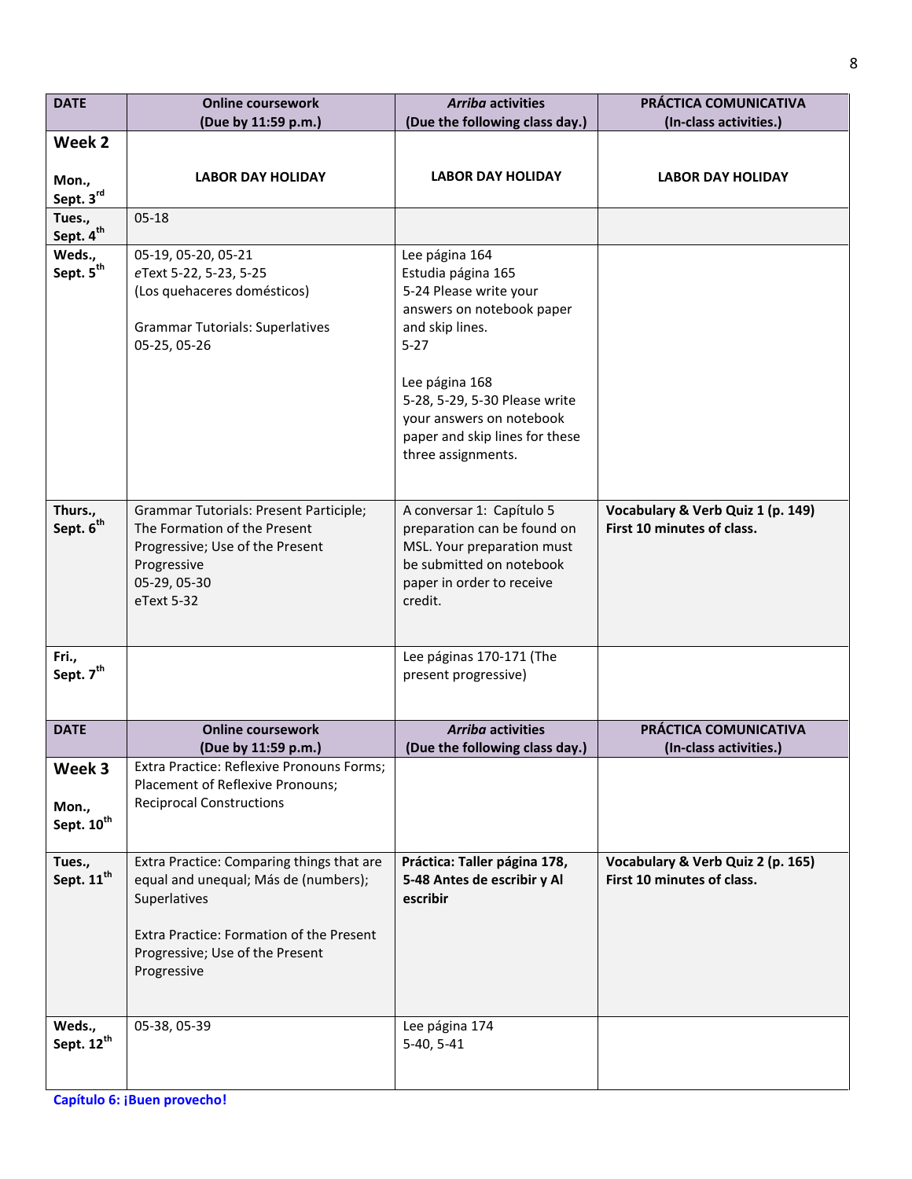| DATE | Online coursework (Due by 11:59 p.m.) | *Arriba* activities (Due the following class day.) | PRÁCTICA COMUNICATIVA (In-class activities.) |
|---|---|---|---|
| **Week 2** Mon., Sept. 3rd | **LABOR DAY HOLIDAY** | **LABOR DAY HOLIDAY** | **LABOR DAY HOLIDAY** |
| Tues., Sept. 4th | 05-18 | | |
| Weds., Sept. 5th | 05-19, 05-20, 05-21<br>*e*Text 5-22, 5-23, 5-25<br>(Los quehaceres domésticos)<br><br>Grammar Tutorials: Superlatives<br>05-25, 05-26 | Lee página 164<br>Estudia página 165<br>5-24 Please write your answers on notebook paper and skip lines.<br>5-27<br><br>Lee página 168<br>5-28, 5-29, 5-30 Please write your answers on notebook paper and skip lines for these three assignments. | |
| Thurs., Sept. 6th | Grammar Tutorials: Present Participle; The Formation of the Present Progressive; Use of the Present Progressive<br>05-29, 05-30<br>eText 5-32 | A conversar 1: Capítulo 5 preparation can be found on MSL. Your preparation must be submitted on notebook paper in order to receive credit. | **Vocabulary & Verb Quiz 1 (p. 149) First 10 minutes of class.** |
| Fri., Sept. 7th | | Lee páginas 170-171 (The present progressive) | |
| **DATE** | **Online coursework (Due by 11:59 p.m.)** | ***Arriba* activities (Due the following class day.)** | **PRÁCTICA COMUNICATIVA (In-class activities.)** |
| **Week 3** Mon., Sept. 10th | Extra Practice: Reflexive Pronouns Forms; Placement of Reflexive Pronouns; Reciprocal Constructions | | |
| Tues., Sept. 11th | Extra Practice: Comparing things that are equal and unequal; Más de (numbers); Superlatives<br><br>Extra Practice: Formation of the Present Progressive; Use of the Present Progressive | **Práctica: Taller página 178, 5-48 Antes de escribir y Al escribir** | **Vocabulary & Verb Quiz 2 (p. 165) First 10 minutes of class.** |
| Weds., Sept. 12th | 05-38, 05-39 | Lee página 174<br>5-40, 5-41 | |

**Capítulo 6: ¡Buen provecho!**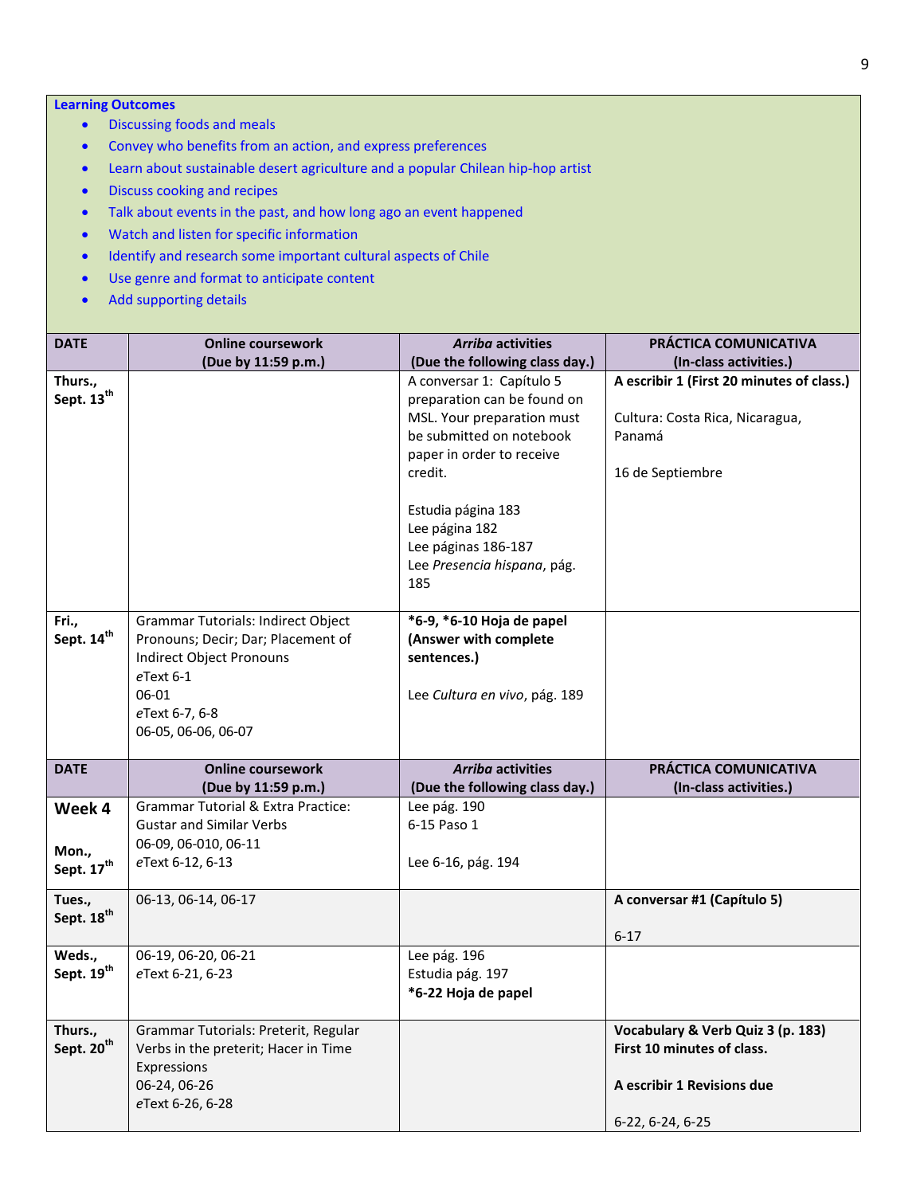**Learning Outcomes**

- Discussing foods and meals
- Convey who benefits from an action, and express preferences
- Learn about sustainable desert agriculture and a popular Chilean hip-hop artist
- Discuss cooking and recipes
- Talk about events in the past, and how long ago an event happened
- Watch and listen for specific information
- Identify and research some important cultural aspects of Chile
- Use genre and format to anticipate content
- Add supporting details

| DATE | Online coursework (Due by 11:59 p.m.) | *Arriba* activities (Due the following class day.) | PRÁCTICA COMUNICATIVA (In-class activities.) |
|---|---|---|---|
| **Thurs., Sept. 13th** | | A conversar 1: Capítulo 5 preparation can be found on MSL. Your preparation must be submitted on notebook paper in order to receive credit.<br><br>Estudia página 183<br>Lee página 182<br>Lee páginas 186-187<br>Lee *Presencia hispana*, pág. 185 | **A escribir 1 (First 20 minutes of class.)**<br><br>Cultura: Costa Rica, Nicaragua, Panamá<br><br>16 de Septiembre |
| **Fri., Sept. 14th** | Grammar Tutorials: Indirect Object Pronouns; Decir; Dar; Placement of Indirect Object Pronouns<br>*e*Text 6-1<br>06-01<br>*e*Text 6-7, 6-8<br>06-05, 06-06, 06-07 | **\*6-9, \*6-10 Hoja de papel (Answer with complete sentences.)**<br><br>Lee *Cultura en vivo*, pág. 189 | |
| **DATE** | **Online coursework (Due by 11:59 p.m.)** | ***Arriba* activities (Due the following class day.)** | **PRÁCTICA COMUNICATIVA (In-class activities.)** |
| **Week 4**<br><br>**Mon., Sept. 17th** | Grammar Tutorial & Extra Practice: Gustar and Similar Verbs<br>06-09, 06-010, 06-11<br>*e*Text 6-12, 6-13 | Lee pág. 190<br>6-15 Paso 1<br><br>Lee 6-16, pág. 194 | |
| **Tues., Sept. 18th** | 06-13, 06-14, 06-17 | | **A conversar #1 (Capítulo 5)**<br><br>6-17 |
| **Weds., Sept. 19th** | 06-19, 06-20, 06-21<br>*e*Text 6-21, 6-23 | Lee pág. 196<br>Estudia pág. 197<br>**\*6-22 Hoja de papel** | |
| **Thurs., Sept. 20th** | Grammar Tutorials: Preterit, Regular Verbs in the preterit; Hacer in Time Expressions<br>06-24, 06-26<br>*e*Text 6-26, 6-28 | | **Vocabulary & Verb Quiz 3 (p. 183) First 10 minutes of class.**<br><br>**A escribir 1 Revisions due**<br><br>6-22, 6-24, 6-25 |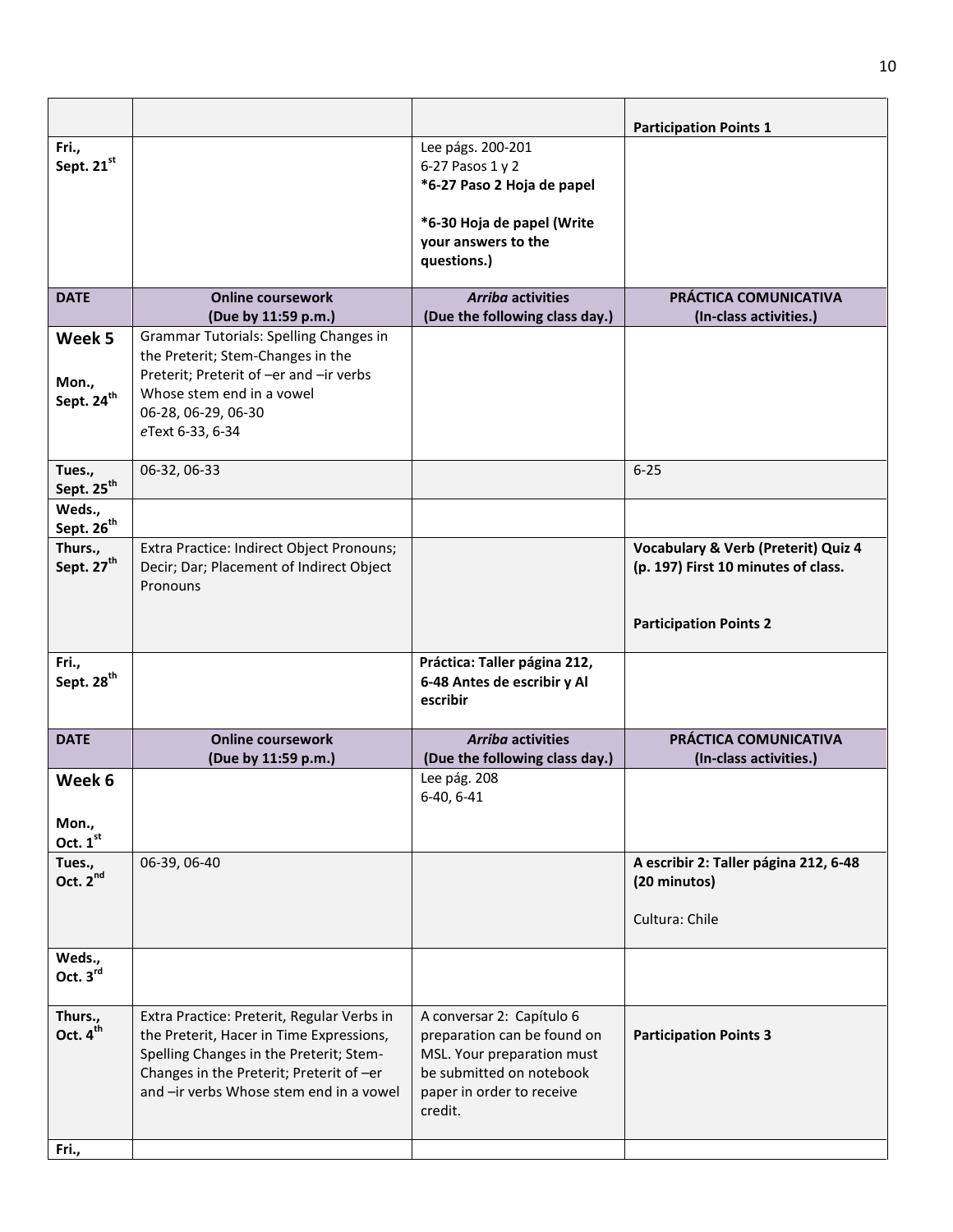| | | | **Participation Points 1** |
|---|---|---|---|
| **Fri., Sept. 21st** | | Lee págs. 200-201<br>6-27 Pasos 1 y 2<br>**\*6-27 Paso 2 Hoja de papel**<br><br>**\*6-30 Hoja de papel (Write your answers to the questions.)** | |
| **DATE** | **Online coursework (Due by 11:59 p.m.)** | ***Arriba* activities (Due the following class day.)** | **PRÁCTICA COMUNICATIVA (In-class activities.)** |
| **Week 5**<br><br>**Mon., Sept. 24th** | Grammar Tutorials: Spelling Changes in the Preterit; Stem-Changes in the Preterit; Preterit of –er and –ir verbs Whose stem end in a vowel<br>06-28, 06-29, 06-30<br>*e*Text 6-33, 6-34 | | |
| **Tues., Sept. 25th** | 06-32, 06-33 | | 6-25 |
| **Weds., Sept. 26th** | | | |
| **Thurs., Sept. 27th** | Extra Practice: Indirect Object Pronouns; Decir; Dar; Placement of Indirect Object Pronouns | | **Vocabulary & Verb (Preterit) Quiz 4 (p. 197) First 10 minutes of class.**<br><br>**Participation Points 2** |
| **Fri., Sept. 28th** | | **Práctica: Taller página 212, 6-48 Antes de escribir y Al escribir** | |
| **DATE** | **Online coursework (Due by 11:59 p.m.)** | ***Arriba* activities (Due the following class day.)** | **PRÁCTICA COMUNICATIVA (In-class activities.)** |
| **Week 6**<br><br>**Mon., Oct. 1st** | | Lee pág. 208<br>6-40, 6-41 | |
| **Tues., Oct. 2nd** | 06-39, 06-40 | | **A escribir 2: Taller página 212, 6-48 (20 minutos)**<br><br>Cultura: Chile |
| **Weds., Oct. 3rd** | | | |
| **Thurs., Oct. 4th** | Extra Practice: Preterit, Regular Verbs in the Preterit, Hacer in Time Expressions, Spelling Changes in the Preterit; Stem-Changes in the Preterit; Preterit of –er and –ir verbs Whose stem end in a vowel | A conversar 2: Capítulo 6 preparation can be found on MSL. Your preparation must be submitted on notebook paper in order to receive credit. | **Participation Points 3** |
| **Fri.,** | | | |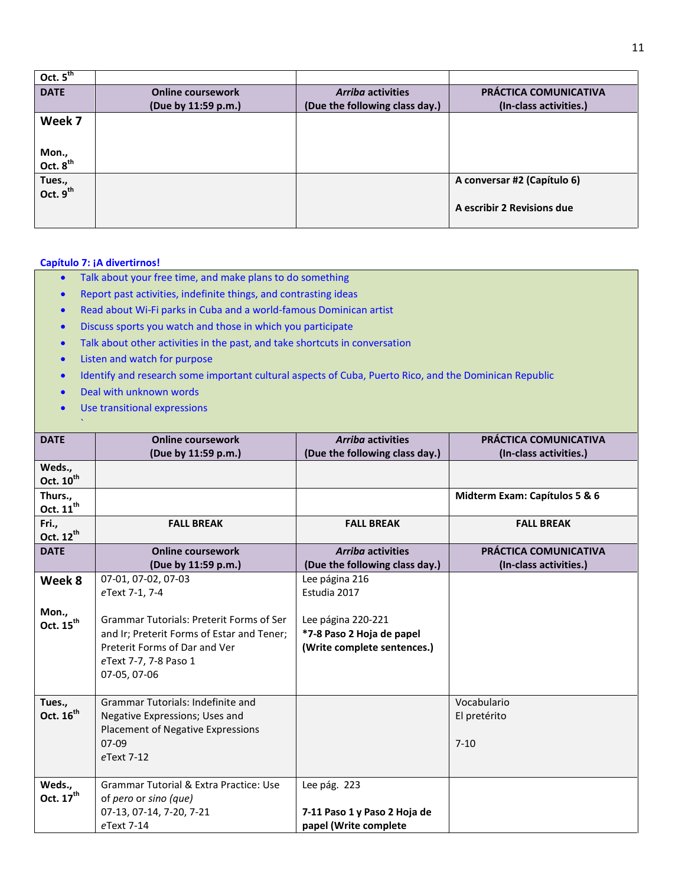| Oct. 5th | | | |
|---|---|---|---|
| **DATE** | **Online coursework (Due by 11:59 p.m.)** | ***Arriba* activities (Due the following class day.)** | **PRÁCTICA COMUNICATIVA (In-class activities.)** |
| **Week 7**<br><br>**Mon., Oct. 8th** | | | |
| **Tues., Oct. 9th** | | | **A conversar #2 (Capítulo 6)**<br><br>**A escribir 2 Revisions due** |

**Capítulo 7: ¡A divertirnos!**

- Talk about your free time, and make plans to do something
- Report past activities, indefinite things, and contrasting ideas
- Read about Wi-Fi parks in Cuba and a world-famous Dominican artist
- Discuss sports you watch and those in which you participate
- Talk about other activities in the past, and take shortcuts in conversation
- Listen and watch for purpose
- Identify and research some important cultural aspects of Cuba, Puerto Rico, and the Dominican Republic
- Deal with unknown words
- Use transitional expressions

`

| DATE | Online coursework (Due by 11:59 p.m.) | *Arriba* activities (Due the following class day.) | PRÁCTICA COMUNICATIVA (In-class activities.) |
|---|---|---|---|
| **Weds., Oct. 10th** | | | |
| **Thurs., Oct. 11th** | | | **Midterm Exam: Capítulos 5 & 6** |
| **Fri., Oct. 12th** | **FALL BREAK** | **FALL BREAK** | **FALL BREAK** |
| **DATE** | **Online coursework (Due by 11:59 p.m.)** | ***Arriba* activities (Due the following class day.)** | **PRÁCTICA COMUNICATIVA (In-class activities.)** |
| **Week 8**<br><br>**Mon., Oct. 15th** | 07-01, 07-02, 07-03<br>*e*Text 7-1, 7-4<br><br>Grammar Tutorials: Preterit Forms of Ser and Ir; Preterit Forms of Estar and Tener; Preterit Forms of Dar and Ver<br>*e*Text 7-7, 7-8 Paso 1<br>07-05, 07-06 | Lee página 216<br>Estudia 2017<br><br>Lee página 220-221<br>**\*7-8 Paso 2 Hoja de papel (Write complete sentences.)** | |
| **Tues., Oct. 16th** | Grammar Tutorials: Indefinite and Negative Expressions; Uses and Placement of Negative Expressions<br>07-09<br>*e*Text 7-12 | | Vocabulario<br>El pretérito<br><br>7-10 |
| **Weds., Oct. 17th** | Grammar Tutorial & Extra Practice: Use of *pero* or *sino (que)*<br>07-13, 07-14, 7-20, 7-21<br>*e*Text 7-14 | Lee pág. 223<br><br>**7-11 Paso 1 y Paso 2 Hoja de papel (Write complete** | |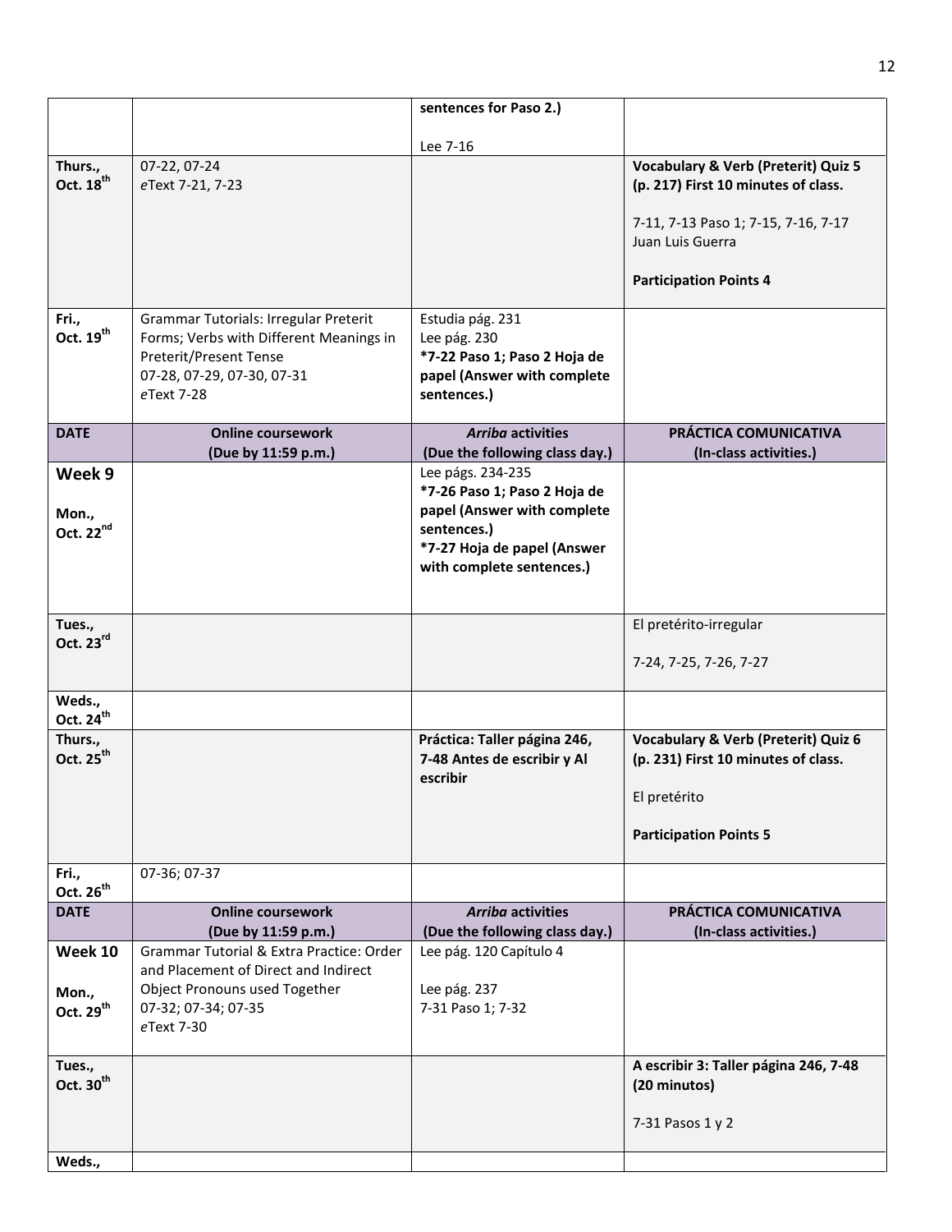| DATE | Online coursework (Due by 11:59 p.m.) | *Arriba* activities (Due the following class day.) | PRÁCTICA COMUNICATIVA (In-class activities.) |
|---|---|---|---|
| | | **sentences for Paso 2.)**<br><br>Lee 7-16 | |
| **Thurs., Oct. 18th** | 07-22, 07-24<br>*e*Text 7-21, 7-23 | | **Vocabulary & Verb (Preterit) Quiz 5 (p. 217) First 10 minutes of class.**<br><br>7-11, 7-13 Paso 1; 7-15, 7-16, 7-17 Juan Luis Guerra<br><br>**Participation Points 4** |
| **Fri., Oct. 19th** | Grammar Tutorials: Irregular Preterit Forms; Verbs with Different Meanings in Preterit/Present Tense<br>07-28, 07-29, 07-30, 07-31<br>*e*Text 7-28 | Estudia pág. 231<br>Lee pág. 230<br>**\*7-22 Paso 1; Paso 2 Hoja de papel (Answer with complete sentences.)** | |
| **DATE** | **Online coursework (Due by 11:59 p.m.)** | ***Arriba* activities (Due the following class day.)** | **PRÁCTICA COMUNICATIVA (In-class activities.)** |
| **Week 9**<br><br>**Mon., Oct. 22nd** | | Lee págs. 234-235<br>**\*7-26 Paso 1; Paso 2 Hoja de papel (Answer with complete sentences.)**<br>**\*7-27 Hoja de papel (Answer with complete sentences.)** | |
| **Tues., Oct. 23rd** | | | El pretérito-irregular<br><br>7-24, 7-25, 7-26, 7-27 |
| **Weds., Oct. 24th** | | | |
| **Thurs., Oct. 25th** | | **Práctica: Taller página 246, 7-48 Antes de escribir y Al escribir** | **Vocabulary & Verb (Preterit) Quiz 6 (p. 231) First 10 minutes of class.**<br><br>El pretérito<br><br>**Participation Points 5** |
| **Fri., Oct. 26th** | 07-36; 07-37 | | |
| **DATE** | **Online coursework (Due by 11:59 p.m.)** | ***Arriba* activities (Due the following class day.)** | **PRÁCTICA COMUNICATIVA (In-class activities.)** |
| **Week 10**<br><br>**Mon., Oct. 29th** | Grammar Tutorial & Extra Practice: Order and Placement of Direct and Indirect Object Pronouns used Together<br>07-32; 07-34; 07-35<br>*e*Text 7-30 | Lee pág. 120 Capítulo 4<br><br>Lee pág. 237<br>7-31 Paso 1; 7-32 | |
| **Tues., Oct. 30th** | | | **A escribir 3: Taller página 246, 7-48 (20 minutos)**<br><br>7-31 Pasos 1 y 2 |
| **Weds.,** | | | |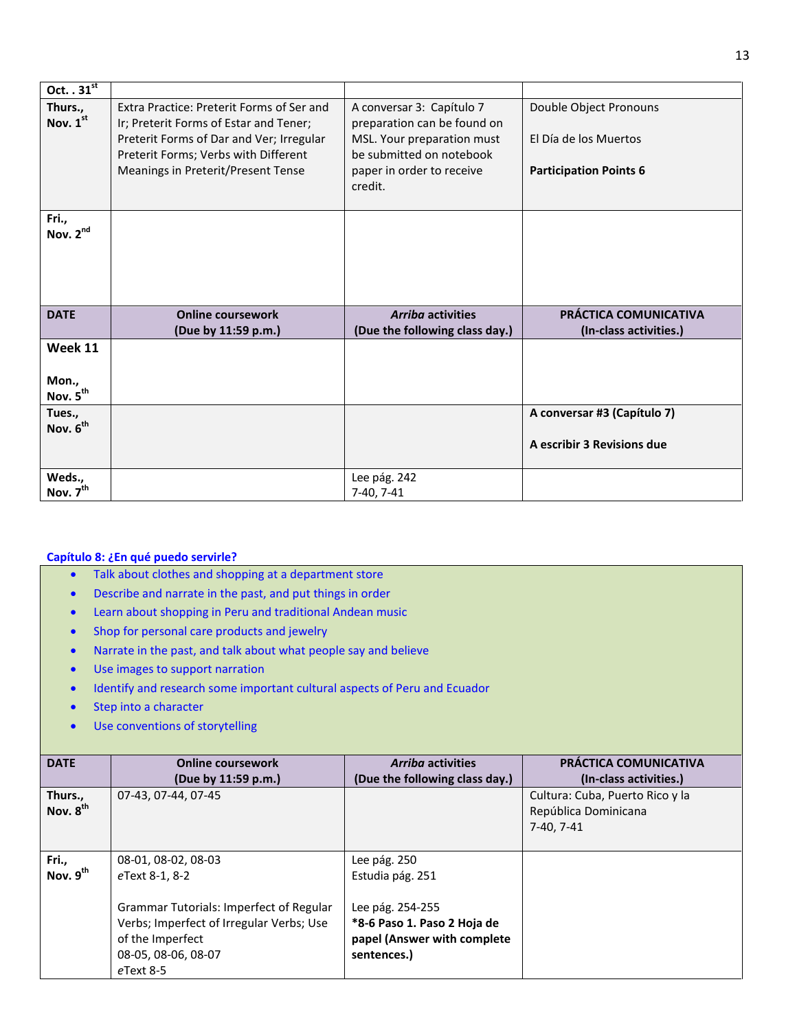| Oct. . 31st | | | |
|---|---|---|---|
| Thurs., Nov. 1st | Extra Practice: Preterit Forms of Ser and Ir; Preterit Forms of Estar and Tener; Preterit Forms of Dar and Ver; Irregular Preterit Forms; Verbs with Different Meanings in Preterit/Present Tense | A conversar 3: Capítulo 7 preparation can be found on MSL. Your preparation must be submitted on notebook paper in order to receive credit. | Double Object Pronouns<br><br>El Día de los Muertos<br><br>**Participation Points 6** |
| Fri., Nov. 2nd | | | |
| **DATE** | **Online coursework (Due by 11:59 p.m.)** | ***Arriba* activities (Due the following class day.)** | **PRÁCTICA COMUNICATIVA (In-class activities.)** |
| **Week 11**<br><br>Mon., Nov. 5th | | | |
| Tues., Nov. 6th | | | **A conversar #3 (Capítulo 7)**<br><br>**A escribir 3 Revisions due** |
| Weds., Nov. 7th | | Lee pág. 242<br>7-40, 7-41 | |

**Capítulo 8: ¿En qué puedo servirle?**

- Talk about clothes and shopping at a department store
- Describe and narrate in the past, and put things in order
- Learn about shopping in Peru and traditional Andean music
- Shop for personal care products and jewelry
- Narrate in the past, and talk about what people say and believe
- Use images to support narration
- Identify and research some important cultural aspects of Peru and Ecuador
- Step into a character
- Use conventions of storytelling

| DATE | Online coursework (Due by 11:59 p.m.) | *Arriba* activities (Due the following class day.) | PRÁCTICA COMUNICATIVA (In-class activities.) |
|---|---|---|---|
| Thurs., Nov. 8th | 07-43, 07-44, 07-45 | | Cultura: Cuba, Puerto Rico y la República Dominicana<br>7-40, 7-41 |
| Fri., Nov. 9th | 08-01, 08-02, 08-03<br>*e*Text 8-1, 8-2<br><br>Grammar Tutorials: Imperfect of Regular Verbs; Imperfect of Irregular Verbs; Use of the Imperfect<br>08-05, 08-06, 08-07<br>*e*Text 8-5 | Lee pág. 250<br>Estudia pág. 251<br><br>Lee pág. 254-255<br>**\*8-6 Paso 1. Paso 2 Hoja de papel (Answer with complete sentences.)** | |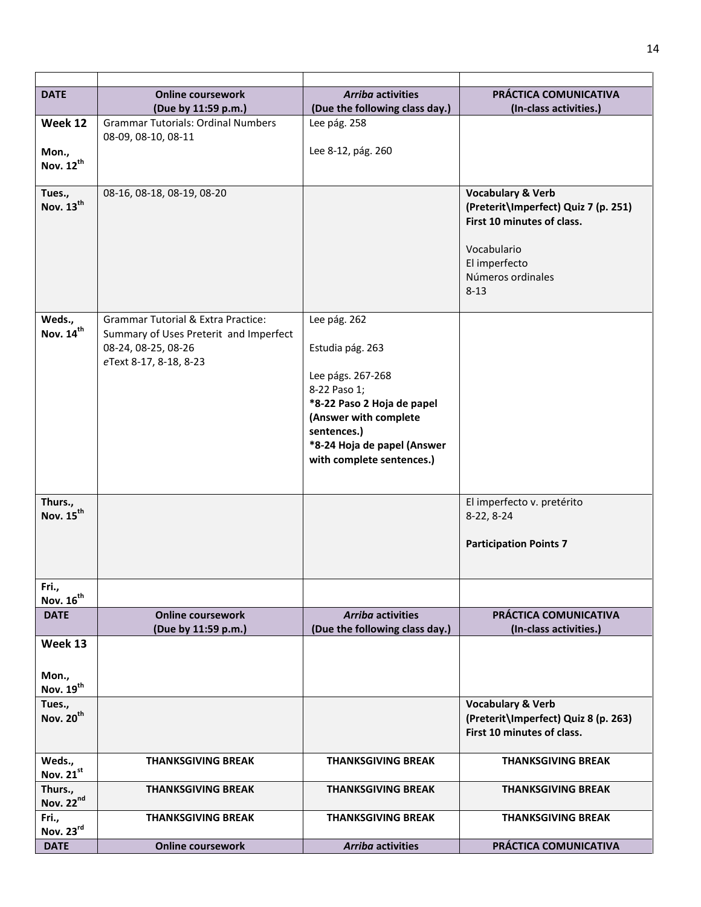| | | | |
|---|---|---|---|
| **DATE** | **Online coursework (Due by 11:59 p.m.)** | ***Arriba* activities (Due the following class day.)** | **PRÁCTICA COMUNICATIVA (In-class activities.)** |
| **Week 12**<br><br>**Mon., Nov. 12th** | Grammar Tutorials: Ordinal Numbers<br>08-09, 08-10, 08-11 | Lee pág. 258<br><br>Lee 8-12, pág. 260 | |
| **Tues., Nov. 13th** | 08-16, 08-18, 08-19, 08-20 | | **Vocabulary & Verb (Preterit\Imperfect) Quiz 7 (p. 251) First 10 minutes of class.**<br><br>Vocabulario<br>El imperfecto<br>Números ordinales<br>8-13 |
| **Weds., Nov. 14th** | Grammar Tutorial & Extra Practice: Summary of Uses Preterit and Imperfect<br>08-24, 08-25, 08-26<br>*e*Text 8-17, 8-18, 8-23 | Lee pág. 262<br><br>Estudia pág. 263<br><br>Lee págs. 267-268<br>8-22 Paso 1;<br>**\*8-22 Paso 2 Hoja de papel (Answer with complete sentences.)**<br>**\*8-24 Hoja de papel (Answer with complete sentences.)** | |
| **Thurs., Nov. 15th** | | | El imperfecto v. pretérito<br>8-22, 8-24<br><br>**Participation Points 7** |
| **Fri., Nov. 16th** | | | |
| **DATE** | **Online coursework (Due by 11:59 p.m.)** | ***Arriba* activities (Due the following class day.)** | **PRÁCTICA COMUNICATIVA (In-class activities.)** |
| **Week 13**<br><br>**Mon., Nov. 19th** | | | |
| **Tues., Nov. 20th** | | | **Vocabulary & Verb (Preterit\Imperfect) Quiz 8 (p. 263) First 10 minutes of class.** |
| **Weds., Nov. 21st** | **THANKSGIVING BREAK** | **THANKSGIVING BREAK** | **THANKSGIVING BREAK** |
| **Thurs., Nov. 22nd** | **THANKSGIVING BREAK** | **THANKSGIVING BREAK** | **THANKSGIVING BREAK** |
| **Fri., Nov. 23rd** | **THANKSGIVING BREAK** | **THANKSGIVING BREAK** | **THANKSGIVING BREAK** |
| **DATE** | **Online coursework** | ***Arriba* activities** | **PRÁCTICA COMUNICATIVA** |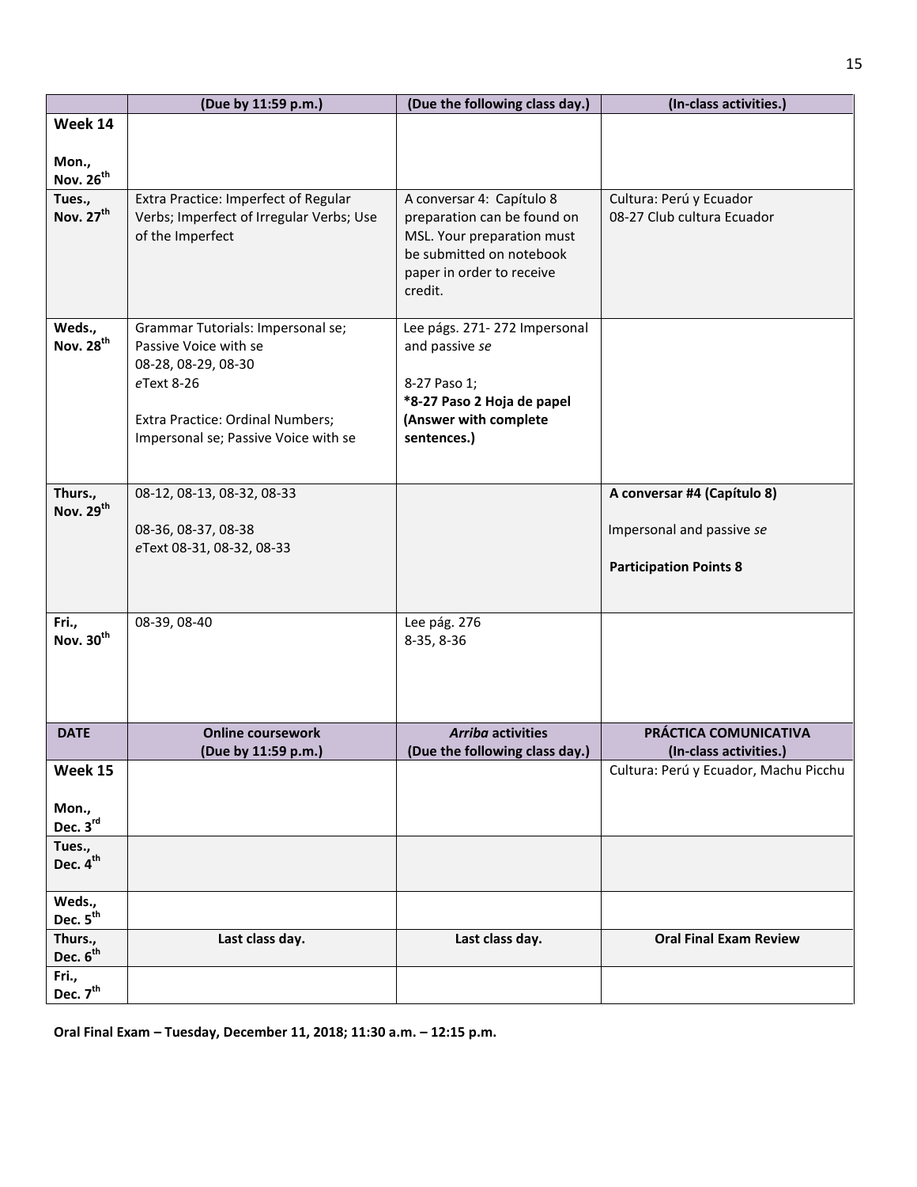| | (Due by 11:59 p.m.) | (Due the following class day.) | (In-class activities.) |
|---|---|---|---|
| **Week 14**<br><br>**Mon., Nov. 26th** | | | |
| **Tues., Nov. 27th** | Extra Practice: Imperfect of Regular Verbs; Imperfect of Irregular Verbs; Use of the Imperfect | A conversar 4: Capítulo 8 preparation can be found on MSL. Your preparation must be submitted on notebook paper in order to receive credit. | Cultura: Perú y Ecuador<br>08-27 Club cultura Ecuador |
| **Weds., Nov. 28th** | Grammar Tutorials: Impersonal se; Passive Voice with se<br>08-28, 08-29, 08-30<br>*e*Text 8-26<br><br>Extra Practice: Ordinal Numbers; Impersonal se; Passive Voice with se | Lee págs. 271- 272 Impersonal and passive *se*<br><br>8-27 Paso 1;<br>**\*8-27 Paso 2 Hoja de papel (Answer with complete sentences.)** | |
| **Thurs., Nov. 29th** | 08-12, 08-13, 08-32, 08-33<br><br>08-36, 08-37, 08-38<br>*e*Text 08-31, 08-32, 08-33 | | **A conversar #4 (Capítulo 8)**<br><br>Impersonal and passive *se*<br><br>**Participation Points 8** |
| **Fri., Nov. 30th** | 08-39, 08-40 | Lee pág. 276<br>8-35, 8-36 | |
| **DATE** | **Online coursework (Due by 11:59 p.m.)** | ***Arriba* activities (Due the following class day.)** | **PRÁCTICA COMUNICATIVA (In-class activities.)** |
| **Week 15**<br><br>**Mon., Dec. 3rd** | | | Cultura: Perú y Ecuador, Machu Picchu |
| **Tues., Dec. 4th** | | | |
| **Weds., Dec. 5th** | | | |
| **Thurs., Dec. 6th** | **Last class day.** | **Last class day.** | **Oral Final Exam Review** |
| **Fri., Dec. 7th** | | | |

**Oral Final Exam – Tuesday, December 11, 2018; 11:30 a.m. – 12:15 p.m.**